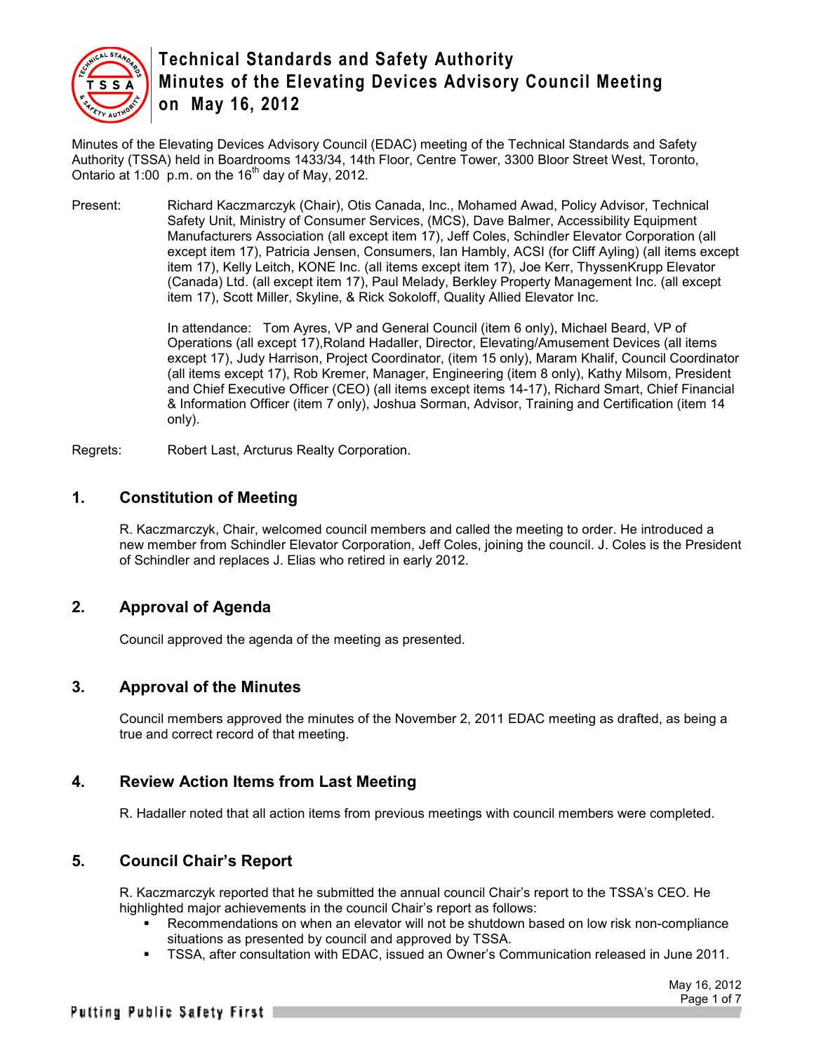# Technical Standards and Safety Authority
# Minutes of the Elevating Devices Advisory Council Meeting on May 16, 2012

Minutes of the Elevating Devices Advisory Council (EDAC) meeting of the Technical Standards and Safety Authority (TSSA) held in Boardrooms 1433/34, 14th Floor, Centre Tower, 3300 Bloor Street West, Toronto, Ontario at 1:00 p.m. on the 16th day of May, 2012.

Present: Richard Kaczmarczyk (Chair), Otis Canada, Inc., Mohamed Awad, Policy Advisor, Technical Safety Unit, Ministry of Consumer Services, (MCS), Dave Balmer, Accessibility Equipment Manufacturers Association (all except item 17), Jeff Coles, Schindler Elevator Corporation (all except item 17), Patricia Jensen, Consumers, Ian Hambly, ACSI (for Cliff Ayling) (all items except item 17), Kelly Leitch, KONE Inc. (all items except item 17), Joe Kerr, ThyssenKrupp Elevator (Canada) Ltd. (all except item 17), Paul Melady, Berkley Property Management Inc. (all except item 17), Scott Miller, Skyline, & Rick Sokoloff, Quality Allied Elevator Inc.

In attendance: Tom Ayres, VP and General Council (item 6 only), Michael Beard, VP of Operations (all except 17),Roland Hadaller, Director, Elevating/Amusement Devices (all items except 17), Judy Harrison, Project Coordinator, (item 15 only), Maram Khalif, Council Coordinator (all items except 17), Rob Kremer, Manager, Engineering (item 8 only), Kathy Milsom, President and Chief Executive Officer (CEO) (all items except items 14-17), Richard Smart, Chief Financial & Information Officer (item 7 only), Joshua Sorman, Advisor, Training and Certification (item 14 only).

Regrets: Robert Last, Arcturus Realty Corporation.

## 1. Constitution of Meeting

R. Kaczmarczyk, Chair, welcomed council members and called the meeting to order. He introduced a new member from Schindler Elevator Corporation, Jeff Coles, joining the council. J. Coles is the President of Schindler and replaces J. Elias who retired in early 2012.

## 2. Approval of Agenda

Council approved the agenda of the meeting as presented.

## 3. Approval of the Minutes

Council members approved the minutes of the November 2, 2011 EDAC meeting as drafted, as being a true and correct record of that meeting.

## 4. Review Action Items from Last Meeting

R. Hadaller noted that all action items from previous meetings with council members were completed.

## 5. Council Chair's Report

R. Kaczmarczyk reported that he submitted the annual council Chair's report to the TSSA's CEO. He highlighted major achievements in the council Chair's report as follows:

- Recommendations on when an elevator will not be shutdown based on low risk non-compliance situations as presented by council and approved by TSSA.
- TSSA, after consultation with EDAC, issued an Owner's Communication released in June 2011.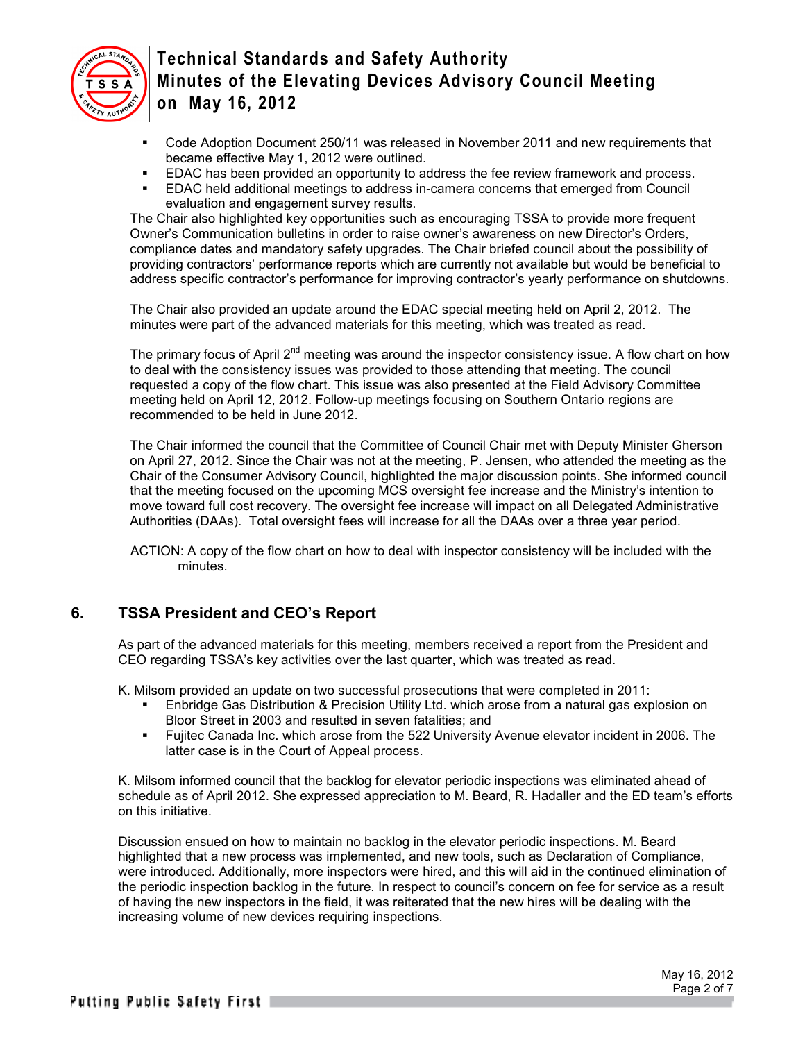- Code Adoption Document 250/11 was released in November 2011 and new requirements that became effective May 1, 2012 were outlined.
- EDAC has been provided an opportunity to address the fee review framework and process.
- EDAC held additional meetings to address in-camera concerns that emerged from Council evaluation and engagement survey results.

The Chair also highlighted key opportunities such as encouraging TSSA to provide more frequent Owner's Communication bulletins in order to raise owner's awareness on new Director's Orders, compliance dates and mandatory safety upgrades. The Chair briefed council about the possibility of providing contractors' performance reports which are currently not available but would be beneficial to address specific contractor's performance for improving contractor's yearly performance on shutdowns.

The Chair also provided an update around the EDAC special meeting held on April 2, 2012. The minutes were part of the advanced materials for this meeting, which was treated as read.

The primary focus of April 2nd meeting was around the inspector consistency issue. A flow chart on how to deal with the consistency issues was provided to those attending that meeting. The council requested a copy of the flow chart. This issue was also presented at the Field Advisory Committee meeting held on April 12, 2012. Follow-up meetings focusing on Southern Ontario regions are recommended to be held in June 2012.

The Chair informed the council that the Committee of Council Chair met with Deputy Minister Gherson on April 27, 2012. Since the Chair was not at the meeting, P. Jensen, who attended the meeting as the Chair of the Consumer Advisory Council, highlighted the major discussion points. She informed council that the meeting focused on the upcoming MCS oversight fee increase and the Ministry's intention to move toward full cost recovery. The oversight fee increase will impact on all Delegated Administrative Authorities (DAAs). Total oversight fees will increase for all the DAAs over a three year period.

ACTION: A copy of the flow chart on how to deal with inspector consistency will be included with the minutes.

## 6. TSSA President and CEO's Report

As part of the advanced materials for this meeting, members received a report from the President and CEO regarding TSSA's key activities over the last quarter, which was treated as read.

K. Milsom provided an update on two successful prosecutions that were completed in 2011:

- Enbridge Gas Distribution & Precision Utility Ltd. which arose from a natural gas explosion on Bloor Street in 2003 and resulted in seven fatalities; and
- Fujitec Canada Inc. which arose from the 522 University Avenue elevator incident in 2006. The latter case is in the Court of Appeal process.

K. Milsom informed council that the backlog for elevator periodic inspections was eliminated ahead of schedule as of April 2012. She expressed appreciation to M. Beard, R. Hadaller and the ED team's efforts on this initiative.

Discussion ensued on how to maintain no backlog in the elevator periodic inspections. M. Beard highlighted that a new process was implemented, and new tools, such as Declaration of Compliance, were introduced. Additionally, more inspectors were hired, and this will aid in the continued elimination of the periodic inspection backlog in the future. In respect to council's concern on fee for service as a result of having the new inspectors in the field, it was reiterated that the new hires will be dealing with the increasing volume of new devices requiring inspections.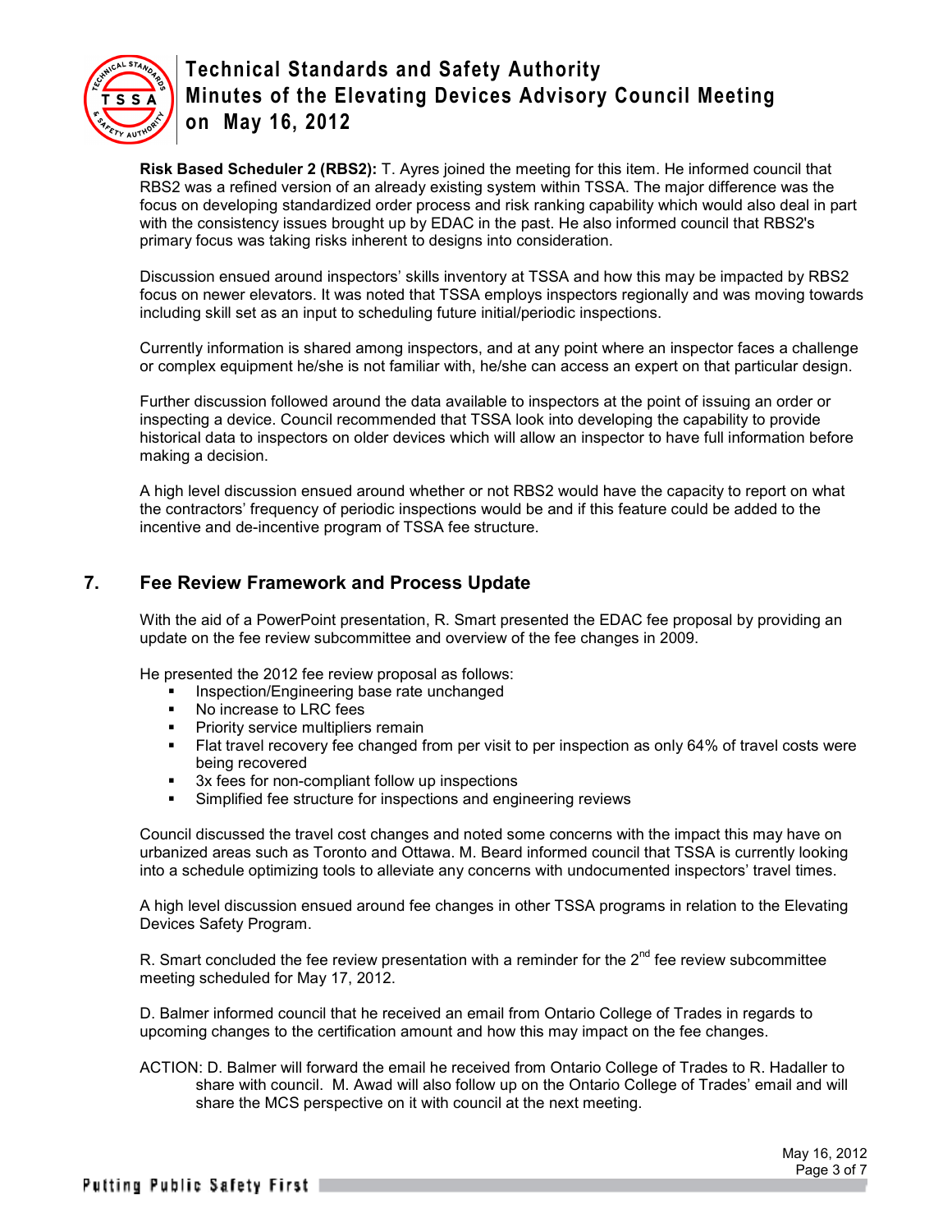**Risk Based Scheduler 2 (RBS2):** T. Ayres joined the meeting for this item. He informed council that RBS2 was a refined version of an already existing system within TSSA. The major difference was the focus on developing standardized order process and risk ranking capability which would also deal in part with the consistency issues brought up by EDAC in the past. He also informed council that RBS2's primary focus was taking risks inherent to designs into consideration.

Discussion ensued around inspectors' skills inventory at TSSA and how this may be impacted by RBS2 focus on newer elevators. It was noted that TSSA employs inspectors regionally and was moving towards including skill set as an input to scheduling future initial/periodic inspections.

Currently information is shared among inspectors, and at any point where an inspector faces a challenge or complex equipment he/she is not familiar with, he/she can access an expert on that particular design.

Further discussion followed around the data available to inspectors at the point of issuing an order or inspecting a device. Council recommended that TSSA look into developing the capability to provide historical data to inspectors on older devices which will allow an inspector to have full information before making a decision.

A high level discussion ensued around whether or not RBS2 would have the capacity to report on what the contractors' frequency of periodic inspections would be and if this feature could be added to the incentive and de-incentive program of TSSA fee structure.

## 7. Fee Review Framework and Process Update

With the aid of a PowerPoint presentation, R. Smart presented the EDAC fee proposal by providing an update on the fee review subcommittee and overview of the fee changes in 2009.

He presented the 2012 fee review proposal as follows:

- Inspection/Engineering base rate unchanged
- No increase to LRC fees
- Priority service multipliers remain
- Flat travel recovery fee changed from per visit to per inspection as only 64% of travel costs were being recovered
- 3x fees for non-compliant follow up inspections
- Simplified fee structure for inspections and engineering reviews

Council discussed the travel cost changes and noted some concerns with the impact this may have on urbanized areas such as Toronto and Ottawa. M. Beard informed council that TSSA is currently looking into a schedule optimizing tools to alleviate any concerns with undocumented inspectors' travel times.

A high level discussion ensued around fee changes in other TSSA programs in relation to the Elevating Devices Safety Program.

R. Smart concluded the fee review presentation with a reminder for the 2nd fee review subcommittee meeting scheduled for May 17, 2012.

D. Balmer informed council that he received an email from Ontario College of Trades in regards to upcoming changes to the certification amount and how this may impact on the fee changes.

ACTION: D. Balmer will forward the email he received from Ontario College of Trades to R. Hadaller to share with council. M. Awad will also follow up on the Ontario College of Trades' email and will share the MCS perspective on it with council at the next meeting.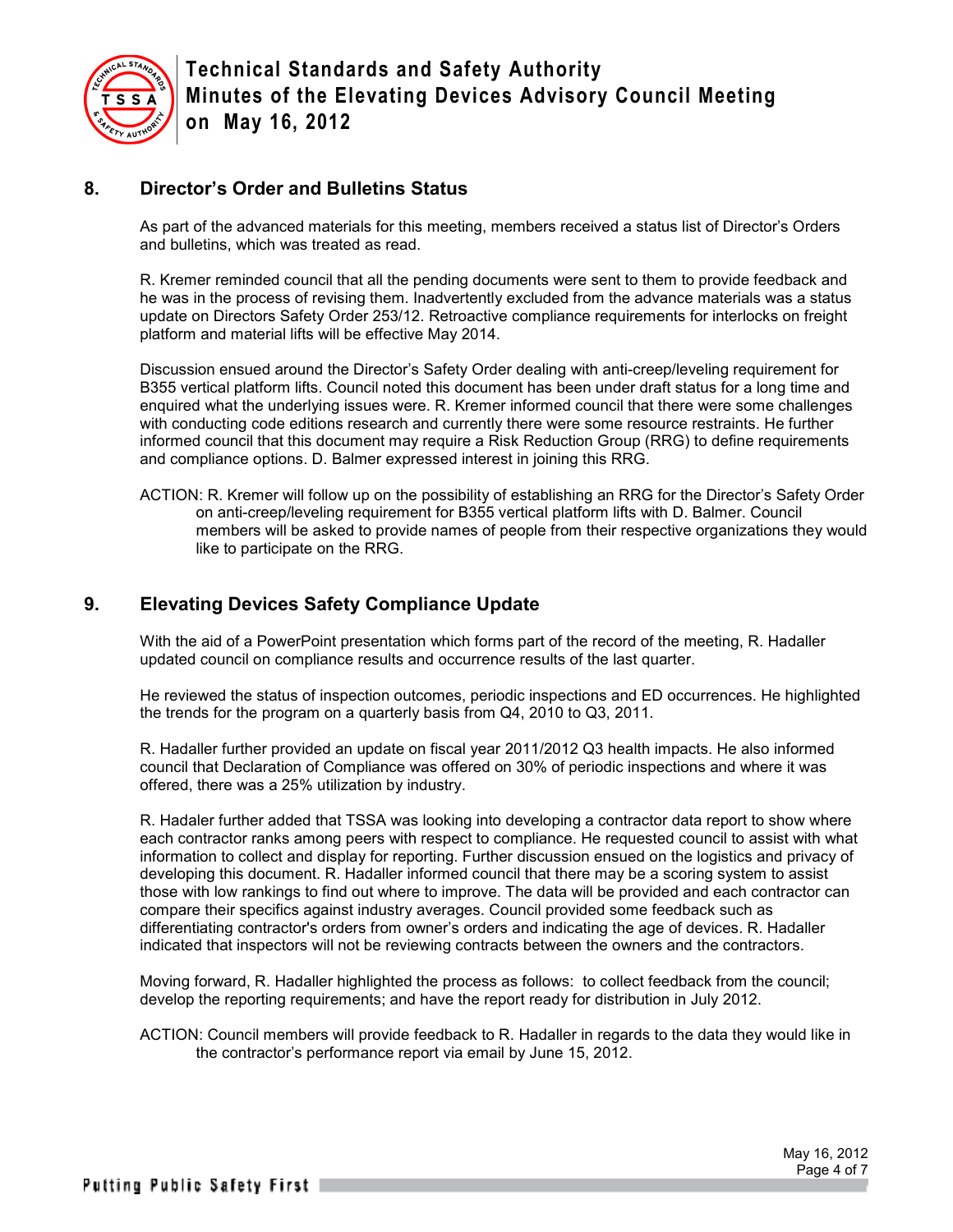## 8. Director's Order and Bulletins Status

As part of the advanced materials for this meeting, members received a status list of Director's Orders and bulletins, which was treated as read.

R. Kremer reminded council that all the pending documents were sent to them to provide feedback and he was in the process of revising them. Inadvertently excluded from the advance materials was a status update on Directors Safety Order 253/12. Retroactive compliance requirements for interlocks on freight platform and material lifts will be effective May 2014.

Discussion ensued around the Director's Safety Order dealing with anti-creep/leveling requirement for B355 vertical platform lifts. Council noted this document has been under draft status for a long time and enquired what the underlying issues were. R. Kremer informed council that there were some challenges with conducting code editions research and currently there were some resource restraints. He further informed council that this document may require a Risk Reduction Group (RRG) to define requirements and compliance options. D. Balmer expressed interest in joining this RRG.

ACTION: R. Kremer will follow up on the possibility of establishing an RRG for the Director's Safety Order on anti-creep/leveling requirement for B355 vertical platform lifts with D. Balmer. Council members will be asked to provide names of people from their respective organizations they would like to participate on the RRG.

## 9. Elevating Devices Safety Compliance Update

With the aid of a PowerPoint presentation which forms part of the record of the meeting, R. Hadaller updated council on compliance results and occurrence results of the last quarter.

He reviewed the status of inspection outcomes, periodic inspections and ED occurrences. He highlighted the trends for the program on a quarterly basis from Q4, 2010 to Q3, 2011.

R. Hadaller further provided an update on fiscal year 2011/2012 Q3 health impacts. He also informed council that Declaration of Compliance was offered on 30% of periodic inspections and where it was offered, there was a 25% utilization by industry.

R. Hadaller further added that TSSA was looking into developing a contractor data report to show where each contractor ranks among peers with respect to compliance. He requested council to assist with what information to collect and display for reporting. Further discussion ensued on the logistics and privacy of developing this document. R. Hadaller informed council that there may be a scoring system to assist those with low rankings to find out where to improve. The data will be provided and each contractor can compare their specifics against industry averages. Council provided some feedback such as differentiating contractor's orders from owner's orders and indicating the age of devices. R. Hadaller indicated that inspectors will not be reviewing contracts between the owners and the contractors.

Moving forward, R. Hadaller highlighted the process as follows: to collect feedback from the council; develop the reporting requirements; and have the report ready for distribution in July 2012.

ACTION: Council members will provide feedback to R. Hadaller in regards to the data they would like in the contractor's performance report via email by June 15, 2012.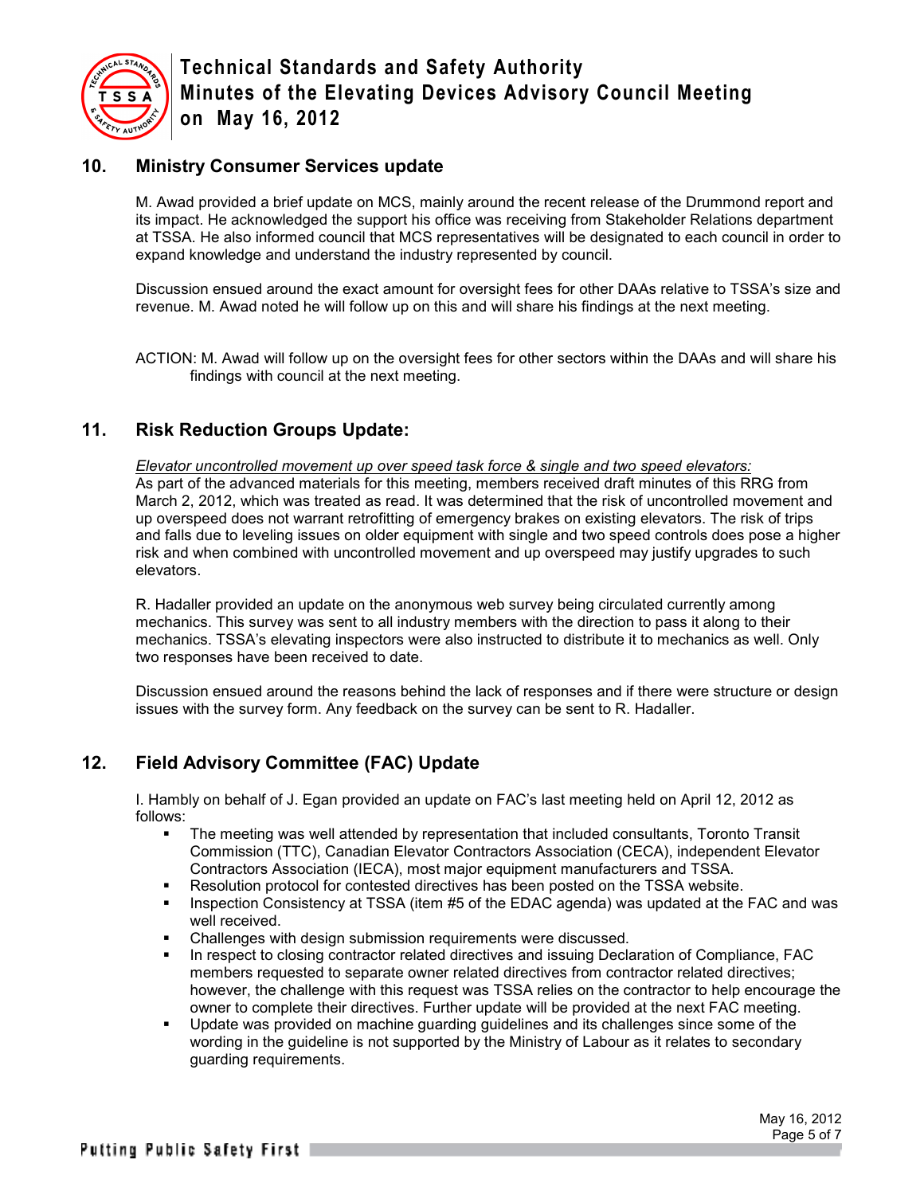## 10. Ministry Consumer Services update

M. Awad provided a brief update on MCS, mainly around the recent release of the Drummond report and its impact. He acknowledged the support his office was receiving from Stakeholder Relations department at TSSA. He also informed council that MCS representatives will be designated to each council in order to expand knowledge and understand the industry represented by council.

Discussion ensued around the exact amount for oversight fees for other DAAs relative to TSSA's size and revenue. M. Awad noted he will follow up on this and will share his findings at the next meeting.

ACTION: M. Awad will follow up on the oversight fees for other sectors within the DAAs and will share his findings with council at the next meeting.

## 11. Risk Reduction Groups Update:

*Elevator uncontrolled movement up over speed task force & single and two speed elevators:*
As part of the advanced materials for this meeting, members received draft minutes of this RRG from March 2, 2012, which was treated as read. It was determined that the risk of uncontrolled movement and up overspeed does not warrant retrofitting of emergency brakes on existing elevators. The risk of trips and falls due to leveling issues on older equipment with single and two speed controls does pose a higher risk and when combined with uncontrolled movement and up overspeed may justify upgrades to such elevators.

R. Hadaller provided an update on the anonymous web survey being circulated currently among mechanics. This survey was sent to all industry members with the direction to pass it along to their mechanics. TSSA's elevating inspectors were also instructed to distribute it to mechanics as well. Only two responses have been received to date.

Discussion ensued around the reasons behind the lack of responses and if there were structure or design issues with the survey form. Any feedback on the survey can be sent to R. Hadaller.

## 12. Field Advisory Committee (FAC) Update

I. Hambly on behalf of J. Egan provided an update on FAC's last meeting held on April 12, 2012 as follows:

- The meeting was well attended by representation that included consultants, Toronto Transit Commission (TTC), Canadian Elevator Contractors Association (CECA), independent Elevator Contractors Association (IECA), most major equipment manufacturers and TSSA.
- Resolution protocol for contested directives has been posted on the TSSA website.
- Inspection Consistency at TSSA (item #5 of the EDAC agenda) was updated at the FAC and was well received.
- Challenges with design submission requirements were discussed.
- In respect to closing contractor related directives and issuing Declaration of Compliance, FAC members requested to separate owner related directives from contractor related directives; however, the challenge with this request was TSSA relies on the contractor to help encourage the owner to complete their directives. Further update will be provided at the next FAC meeting.
- Update was provided on machine guarding guidelines and its challenges since some of the wording in the guideline is not supported by the Ministry of Labour as it relates to secondary guarding requirements.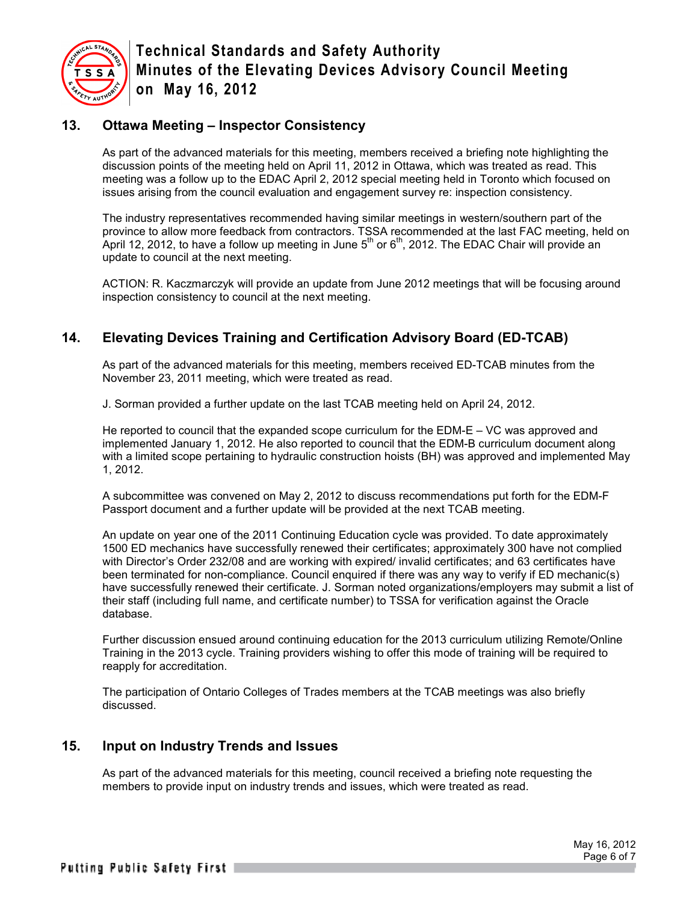## 13. Ottawa Meeting – Inspector Consistency

As part of the advanced materials for this meeting, members received a briefing note highlighting the discussion points of the meeting held on April 11, 2012 in Ottawa, which was treated as read. This meeting was a follow up to the EDAC April 2, 2012 special meeting held in Toronto which focused on issues arising from the council evaluation and engagement survey re: inspection consistency.

The industry representatives recommended having similar meetings in western/southern part of the province to allow more feedback from contractors. TSSA recommended at the last FAC meeting, held on April 12, 2012, to have a follow up meeting in June 5th or 6th, 2012. The EDAC Chair will provide an update to council at the next meeting.

ACTION: R. Kaczmarczyk will provide an update from June 2012 meetings that will be focusing around inspection consistency to council at the next meeting.

## 14. Elevating Devices Training and Certification Advisory Board (ED-TCAB)

As part of the advanced materials for this meeting, members received ED-TCAB minutes from the November 23, 2011 meeting, which were treated as read.

J. Sorman provided a further update on the last TCAB meeting held on April 24, 2012.

He reported to council that the expanded scope curriculum for the EDM-E – VC was approved and implemented January 1, 2012. He also reported to council that the EDM-B curriculum document along with a limited scope pertaining to hydraulic construction hoists (BH) was approved and implemented May 1, 2012.

A subcommittee was convened on May 2, 2012 to discuss recommendations put forth for the EDM-F Passport document and a further update will be provided at the next TCAB meeting.

An update on year one of the 2011 Continuing Education cycle was provided. To date approximately 1500 ED mechanics have successfully renewed their certificates; approximately 300 have not complied with Director's Order 232/08 and are working with expired/ invalid certificates; and 63 certificates have been terminated for non-compliance. Council enquired if there was any way to verify if ED mechanic(s) have successfully renewed their certificate. J. Sorman noted organizations/employers may submit a list of their staff (including full name, and certificate number) to TSSA for verification against the Oracle database.

Further discussion ensued around continuing education for the 2013 curriculum utilizing Remote/Online Training in the 2013 cycle. Training providers wishing to offer this mode of training will be required to reapply for accreditation.

The participation of Ontario Colleges of Trades members at the TCAB meetings was also briefly discussed.

## 15. Input on Industry Trends and Issues

As part of the advanced materials for this meeting, council received a briefing note requesting the members to provide input on industry trends and issues, which were treated as read.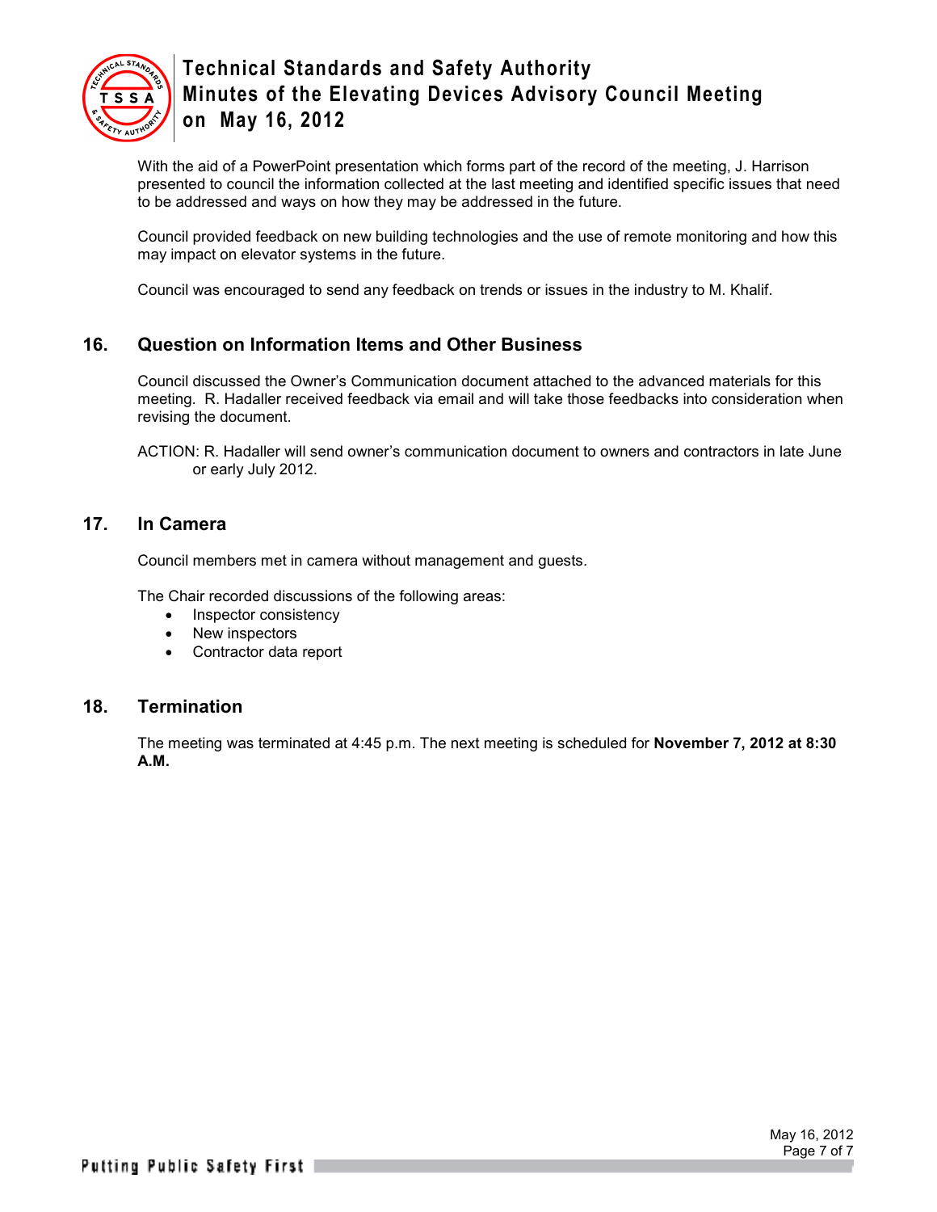With the aid of a PowerPoint presentation which forms part of the record of the meeting, J. Harrison presented to council the information collected at the last meeting and identified specific issues that need to be addressed and ways on how they may be addressed in the future.

Council provided feedback on new building technologies and the use of remote monitoring and how this may impact on elevator systems in the future.

Council was encouraged to send any feedback on trends or issues in the industry to M. Khalif.

## 16. Question on Information Items and Other Business

Council discussed the Owner's Communication document attached to the advanced materials for this meeting. R. Hadaller received feedback via email and will take those feedbacks into consideration when revising the document.

ACTION: R. Hadaller will send owner's communication document to owners and contractors in late June or early July 2012.

## 17. In Camera

Council members met in camera without management and guests.

The Chair recorded discussions of the following areas:

- Inspector consistency
- New inspectors
- Contractor data report

## 18. Termination

The meeting was terminated at 4:45 p.m. The next meeting is scheduled for **November 7, 2012 at 8:30 A.M.**